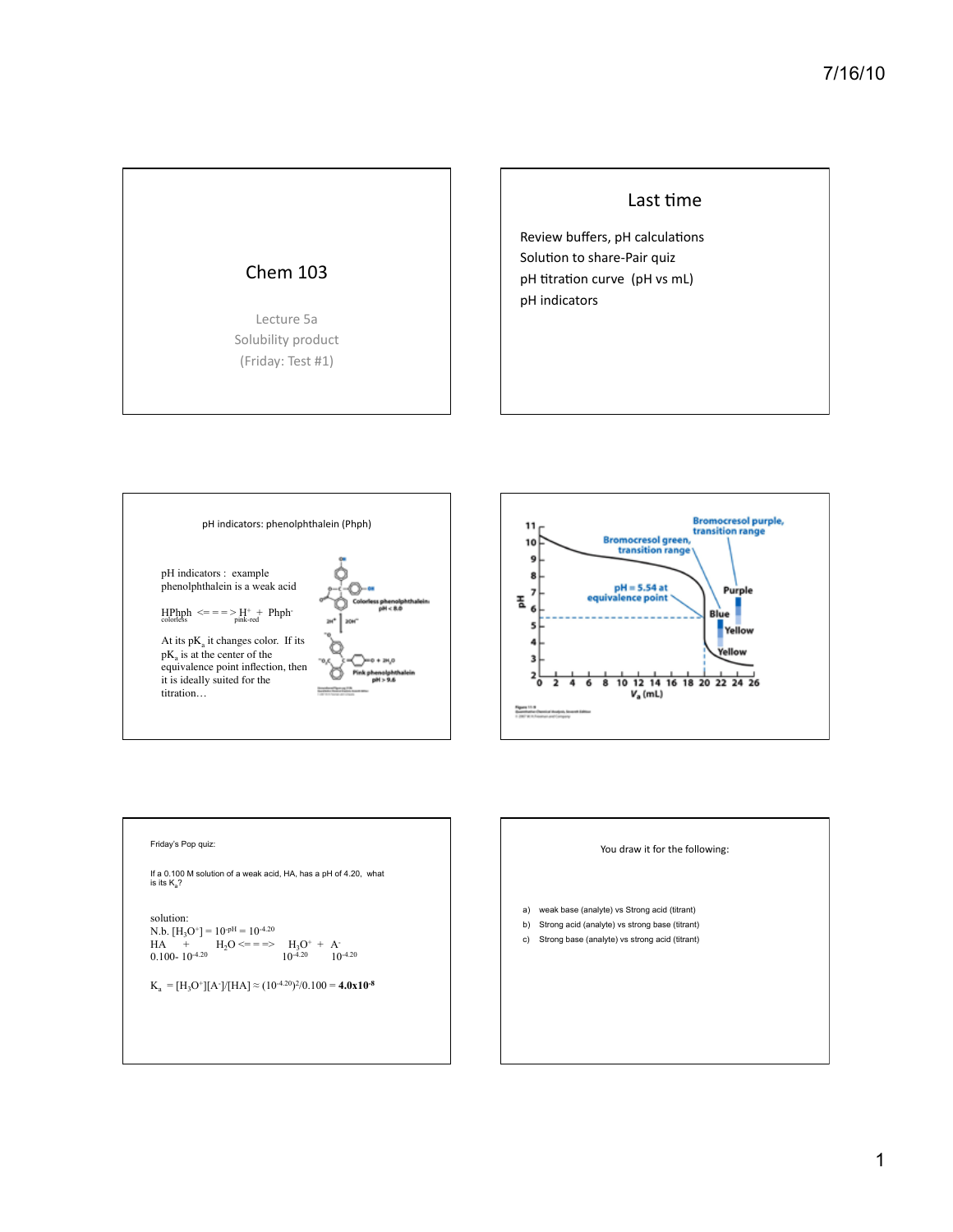## Chem 103

Lecture 5a

Solubility product

(Friday: Test #1)

## Last time

Review buffers, pH calculations

Solution to share-Pair quiz

pH titration curve (pH vs mL)

pH indicators

## pH indicators: phenolphthalein (Phph)

pH indicators : example phenolphthalein is a weak acid

HPhph <= = = > $H^+$ + $Phph^-$

colorless pink-red

At its $pK_a$ it changes color. If its $pK_a$ is at the center of the equivalence point inflection, then it is ideally suited for the titration…

Colorless phenolphthalein pH < 8.0

$2H^+$ $2OH^-$

Pink phenolphthalein pH > 9.6

Bromocresol purple, transition range

Bromocresol green, transition range

pH = 5.54 at equivalence point

Purple

Blue

Yellow

Yellow

pH

$V_a$ (mL)

Figure 11-8

## Friday's Pop quiz:

If a 0.100 M solution of a weak acid, HA, has a pH of 4.20, what is its $K_a$?

solution:

N.b. $[H_3O^+] = 10^{-pH} = 10^{-4.20}$

HA + $H_2O$ <= = => $H_3O^+$ + $A^-$

$0.100 - 10^{-4.20}$ $10^{-4.20}$ $10^{-4.20}$

$K_a = [H_3O^+][A^-]/[HA] \approx (10^{-4.20})^2/0.100 = \mathbf{4.0 \times 10^{-8}}$

## You draw it for the following:

a) weak base (analyte) vs Strong acid (titrant)

b) Strong acid (analyte) vs strong base (titrant)

c) Strong base (analyte) vs strong acid (titrant)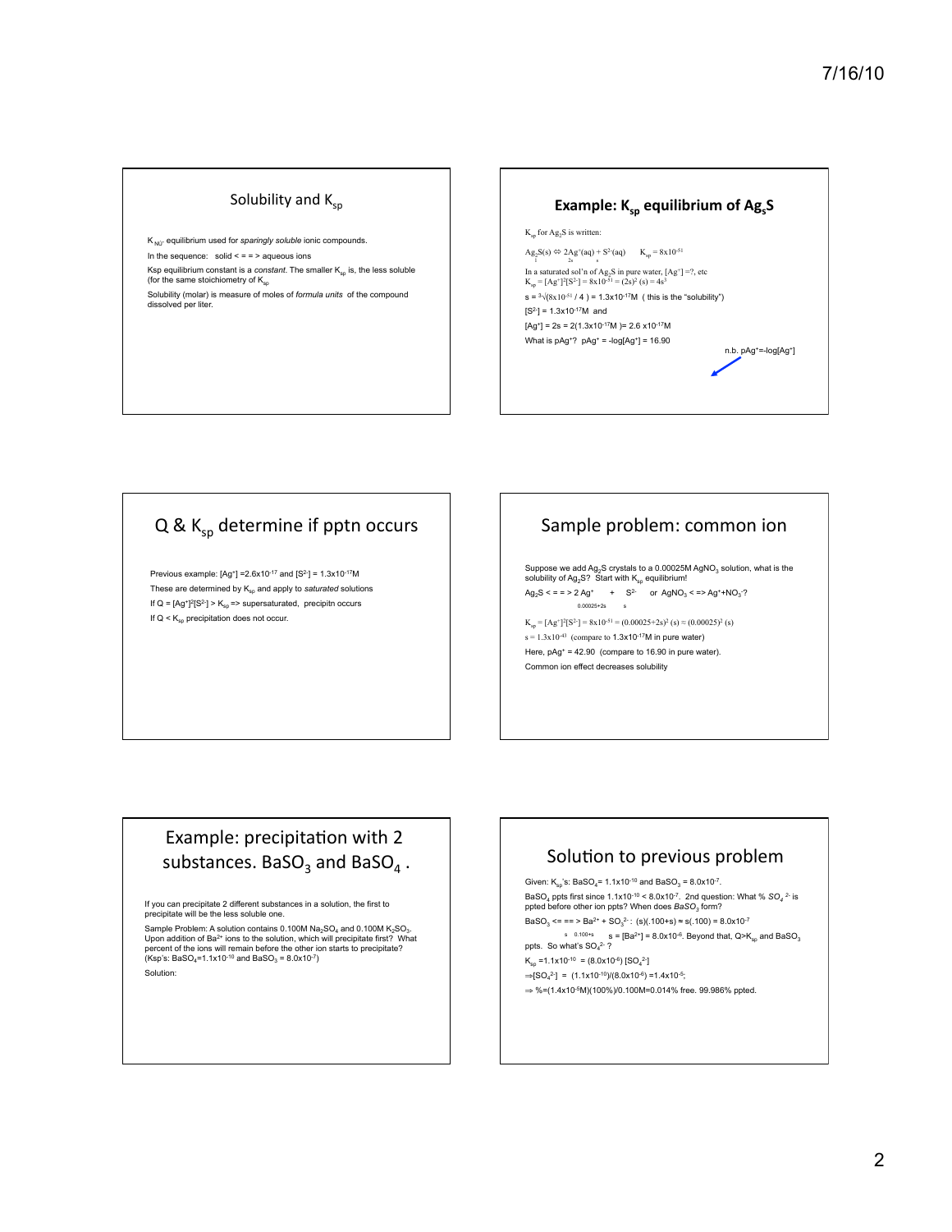## Solubility and $K_{sp}$

$K_{NU}$ equilibrium used for *sparingly soluble* ionic compounds.

In the sequence: solid < = = > aqueous ions

Ksp equilibrium constant is a *constant*. The smaller $K_{sp}$ is, the less soluble (for the same stoichiometry of $K_{sp}$

Solubility (molar) is measure of moles of *formula units* of the compound dissolved per liter.

## Example: $K_{sp}$ equilibrium of $Ag_sS$

$K_{sp}$ for $Ag_2S$ is written:

$Ag_2S(s) \Leftrightarrow 2Ag^+(aq) + S^{2-}(aq) \quad K_{sp} = 8x10^{-51}$

In a saturated sol'n of $Ag_2S$ in pure water, $[Ag^+]$ =?, etc

$K_{sp} = [Ag^+]^2[S^{2-}] = 8x10^{-51} = (2s)^2 (s) = 4s^3$

s = $\sqrt[3]{(8x10^{-51} / 4)}$ = 1.3x10$^{-17}$M ( this is the "solubility")

$[S^{2-}]$ = 1.3x10$^{-17}$M and

$[Ag^+]$ = 2s = 2(1.3x10$^{-17}$M )= 2.6 x10$^{-17}$M

What is $pAg^+$? $pAg^+$ = -log$[Ag^+]$ = 16.90

n.b. $pAg^+$=-log$[Ag^+]$

## Q & $K_{sp}$ determine if pptn occurs

Previous example: $[Ag^+]$ =2.6x10$^{-17}$ and $[S^{2-}]$ = 1.3x10$^{-17}$M

These are determined by $K_{sp}$ and apply to *saturated* solutions

If Q = $[Ag^+]^2[S^{2-}]$ > $K_{sp}$ => supersaturated, precipitn occurs

If Q < $K_{sp}$ precipitation does not occur.

## Sample problem: common ion

Suppose we add $Ag_2S$ crystals to a 0.00025M $AgNO_3$ solution, what is the solubility of $Ag_2S$? Start with $K_{sp}$ equilibrium!

$Ag_2S$ < = = > 2 $Ag^+$ + $S^{2-}$ or $AgNO_3$ < => $Ag^+$+$NO_3^-$?

0.00025+2s s

$K_{sp} = [Ag^+]^2[S^{2-}] = 8x10^{-51} = (0.00025+2s)^2 (s) \approx (0.00025)^2 (s)$

s = 1.3x10$^{-43}$ (compare to 1.3x10$^{-17}$M in pure water)

Here, $pAg^+$ = 42.90 (compare to 16.90 in pure water).

Common ion effect decreases solubility

## Example: precipitation with 2 substances. $BaSO_3$ and $BaSO_4$ .

If you can precipitate 2 different substances in a solution, the first to precipitate will be the less soluble one.

Sample Problem: A solution contains 0.100M $Na_2SO_4$ and 0.100M $K_2SO_3$. Upon addition of $Ba^{2+}$ ions to the solution, which will precipitate first? What percent of the ions will remain before the other ion starts to precipitate? (Ksp's: $BaSO_4$=1.1x10$^{-10}$ and $BaSO_3$ = 8.0x10$^{-7}$)

Solution:

## Solution to previous problem

Given: $K_{sp}$'s: $BaSO_4$= 1.1x10$^{-10}$ and $BaSO_3$ = 8.0x10$^{-7}$.

$BaSO_4$ ppts first since 1.1x10$^{-10}$ < 8.0x10$^{-7}$. 2nd question: What % $SO_4^{2-}$ is ppted before other ion ppts? When does *$BaSO_3$* form?

$BaSO_3$ <= == > $Ba^{2+}$ + $SO_3^{2-}$ : (s)(.100+s) ≈ s(.100) = 8.0x10$^{-7}$

s 0.100+s s = $[Ba^{2+}]$ = 8.0x10$^{-6}$. Beyond that, Q>$K_{sp}$ and $BaSO_3$ ppts. So what's $SO_4^{2-}$ ?

$K_{sp}$ =1.1x10$^{-10}$ = (8.0x10$^{-6}$) $[SO_4^{2-}]$

⇒$[SO_4^{2-}]$ = (1.1x10$^{-10}$)/(8.0x10$^{-6}$) =1.4x10$^{-5}$;

⇒ %=(1.4x10$^{-5}$M)(100%)/0.100M=0.014% free. 99.986% ppted.